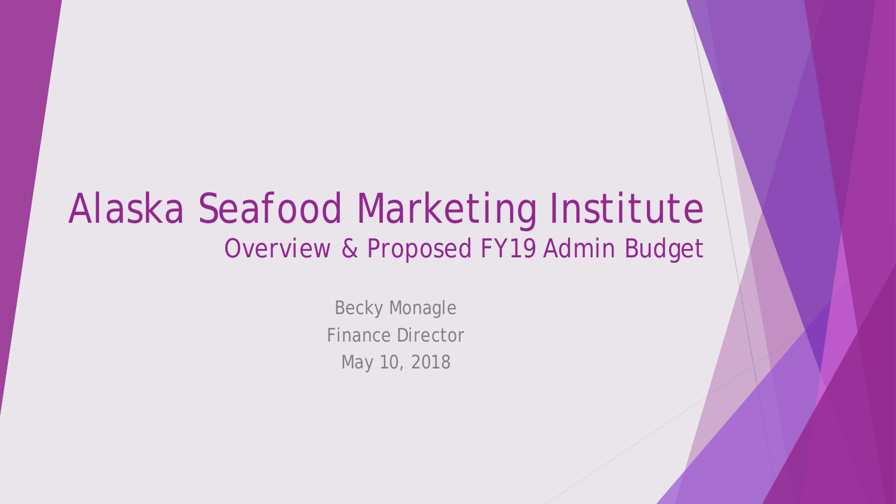# Alaska Seafood Marketing Institute

## Overview & Proposed FY19 Admin Budget

Becky Monagle

Finance Director

May 10, 2018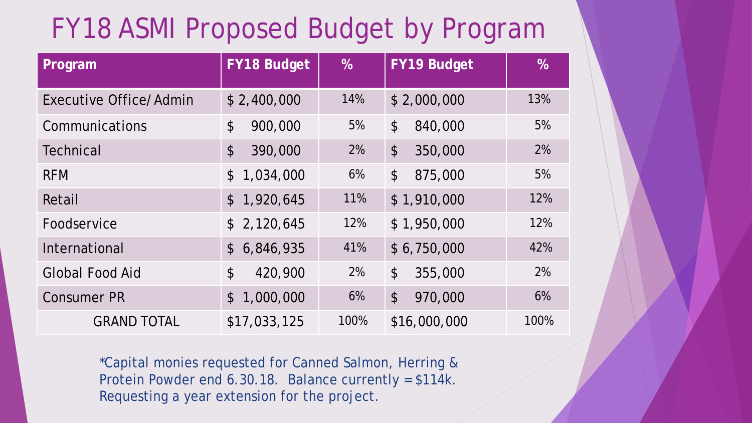# FY18 ASMI Proposed Budget by Program

| Program | FY18 Budget | % | FY19 Budget | % |
|---|---|---|---|---|
| Executive Office/Admin | $ 2,400,000 | 14% | $ 2,000,000 | 13% |
| Communications | $ 900,000 | 5% | $ 840,000 | 5% |
| Technical | $ 390,000 | 2% | $ 350,000 | 2% |
| RFM | $ 1,034,000 | 6% | $ 875,000 | 5% |
| Retail | $ 1,920,645 | 11% | $ 1,910,000 | 12% |
| Foodservice | $ 2,120,645 | 12% | $ 1,950,000 | 12% |
| International | $ 6,846,935 | 41% | $ 6,750,000 | 42% |
| Global Food Aid | $ 420,900 | 2% | $ 355,000 | 2% |
| Consumer PR | $ 1,000,000 | 6% | $ 970,000 | 6% |
| GRAND TOTAL | $17,033,125 | 100% | $16,000,000 | 100% |

*Capital monies requested for Canned Salmon, Herring & Protein Powder end 6.30.18. Balance currently = $114k. Requesting a year extension for the project.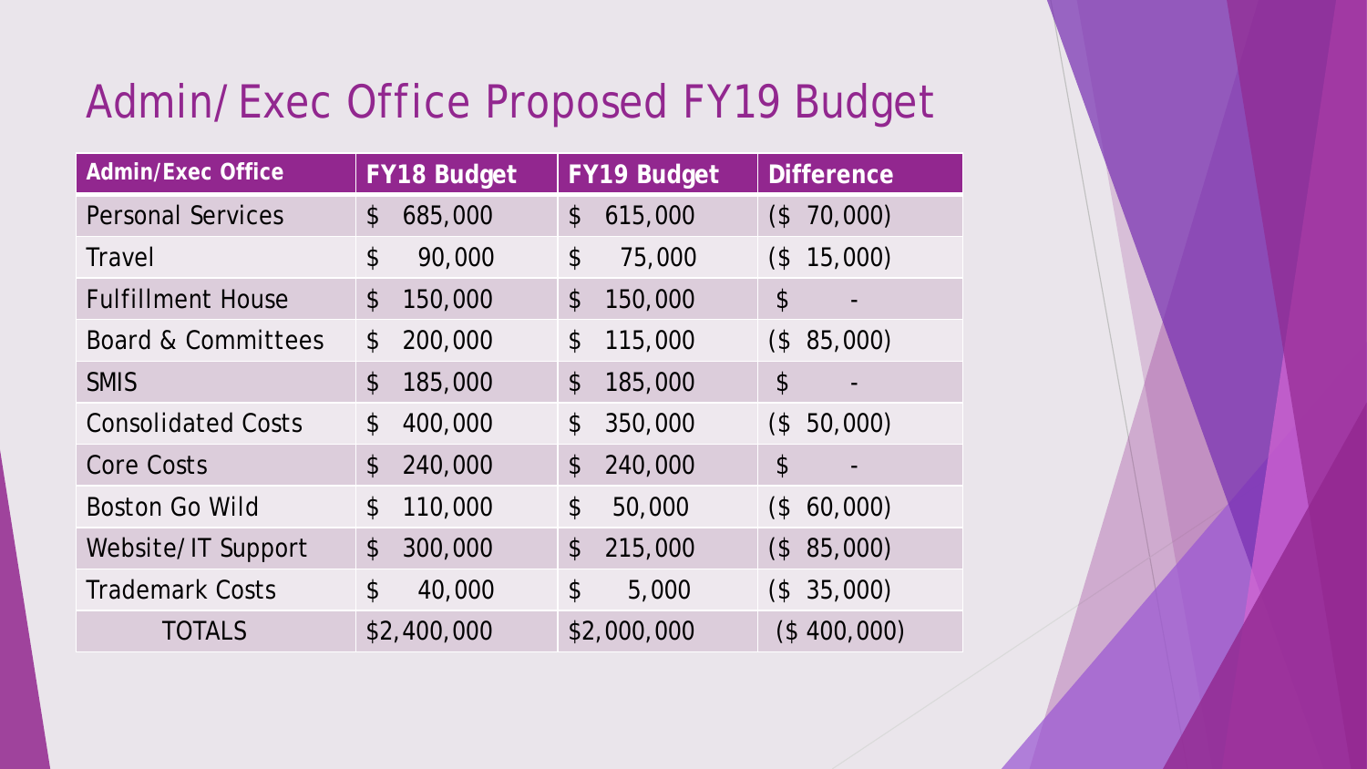# Admin/Exec Office Proposed FY19 Budget

| Admin/Exec Office | FY18 Budget | FY19 Budget | Difference |
|---|---|---|---|
| Personal Services | $ 685,000 | $ 615,000 | ($ 70,000) |
| Travel | $ 90,000 | $ 75,000 | ($ 15,000) |
| Fulfillment House | $ 150,000 | $ 150,000 | $ - |
| Board & Committees | $ 200,000 | $ 115,000 | ($ 85,000) |
| SMIS | $ 185,000 | $ 185,000 | $ - |
| Consolidated Costs | $ 400,000 | $ 350,000 | ($ 50,000) |
| Core Costs | $ 240,000 | $ 240,000 | $ - |
| Boston Go Wild | $ 110,000 | $ 50,000 | ($ 60,000) |
| Website/IT Support | $ 300,000 | $ 215,000 | ($ 85,000) |
| Trademark Costs | $ 40,000 | $ 5,000 | ($ 35,000) |
| TOTALS | $2,400,000 | $2,000,000 | ($ 400,000) |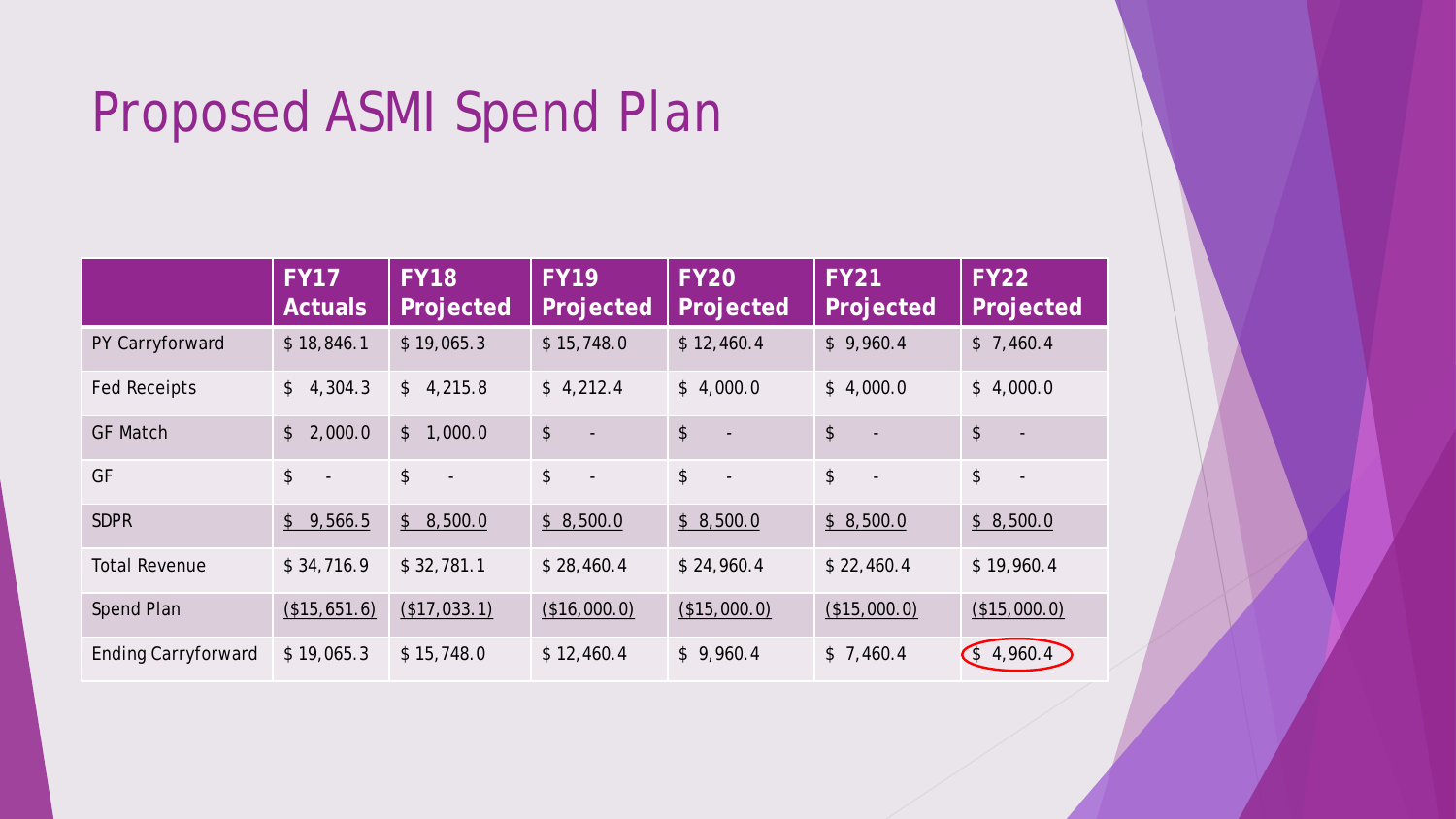# Proposed ASMI Spend Plan

| | FY17 Actuals | FY18 Projected | FY19 Projected | FY20 Projected | FY21 Projected | FY22 Projected |
|---|---|---|---|---|---|---|
| PY Carryforward | $ 18,846.1 | $ 19,065.3 | $ 15,748.0 | $ 12,460.4 | $ 9,960.4 | $ 7,460.4 |
| Fed Receipts | $ 4,304.3 | $ 4,215.8 | $ 4,212.4 | $ 4,000.0 | $ 4,000.0 | $ 4,000.0 |
| GF Match | $ 2,000.0 | $ 1,000.0 | $ - | $ - | $ - | $ - |
| GF | $ - | $ - | $ - | $ - | $ - | $ - |
| SDPR | $ 9,566.5 | $ 8,500.0 | $ 8,500.0 | $ 8,500.0 | $ 8,500.0 | $ 8,500.0 |
| Total Revenue | $ 34,716.9 | $ 32,781.1 | $ 28,460.4 | $ 24,960.4 | $ 22,460.4 | $ 19,960.4 |
| Spend Plan | ($15,651.6) | ($17,033.1) | ($16,000.0) | ($15,000.0) | ($15,000.0) | ($15,000.0) |
| Ending Carryforward | $ 19,065.3 | $ 15,748.0 | $ 12,460.4 | $ 9,960.4 | $ 7,460.4 | $ 4,960.4 |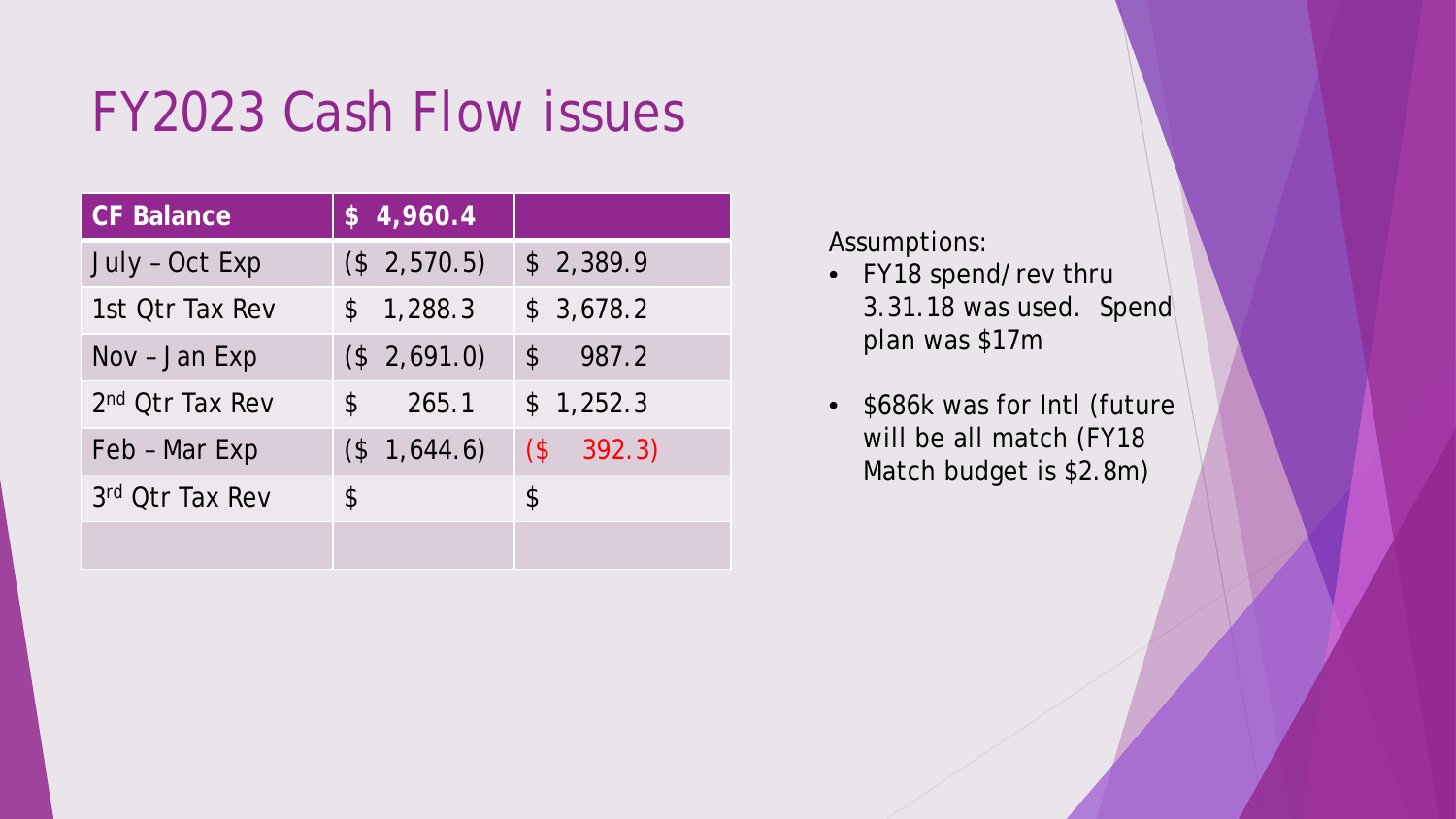# FY2023 Cash Flow issues

| CF Balance | $ 4,960.4 | |
|---|---|---|
| July – Oct Exp | ($ 2,570.5) | $ 2,389.9 |
| 1st Qtr Tax Rev | $ 1,288.3 | $ 3,678.2 |
| Nov – Jan Exp | ($ 2,691.0) | $ 987.2 |
| 2nd Qtr Tax Rev | $ 265.1 | $ 1,252.3 |
| Feb – Mar Exp | ($ 1,644.6) | ($ 392.3) |
| 3rd Qtr Tax Rev | $ | $ |
| | | |

Assumptions:

- FY18 spend/rev thru 3.31.18 was used. Spend plan was $17m
- $686k was for Intl (future will be all match (FY18 Match budget is $2.8m)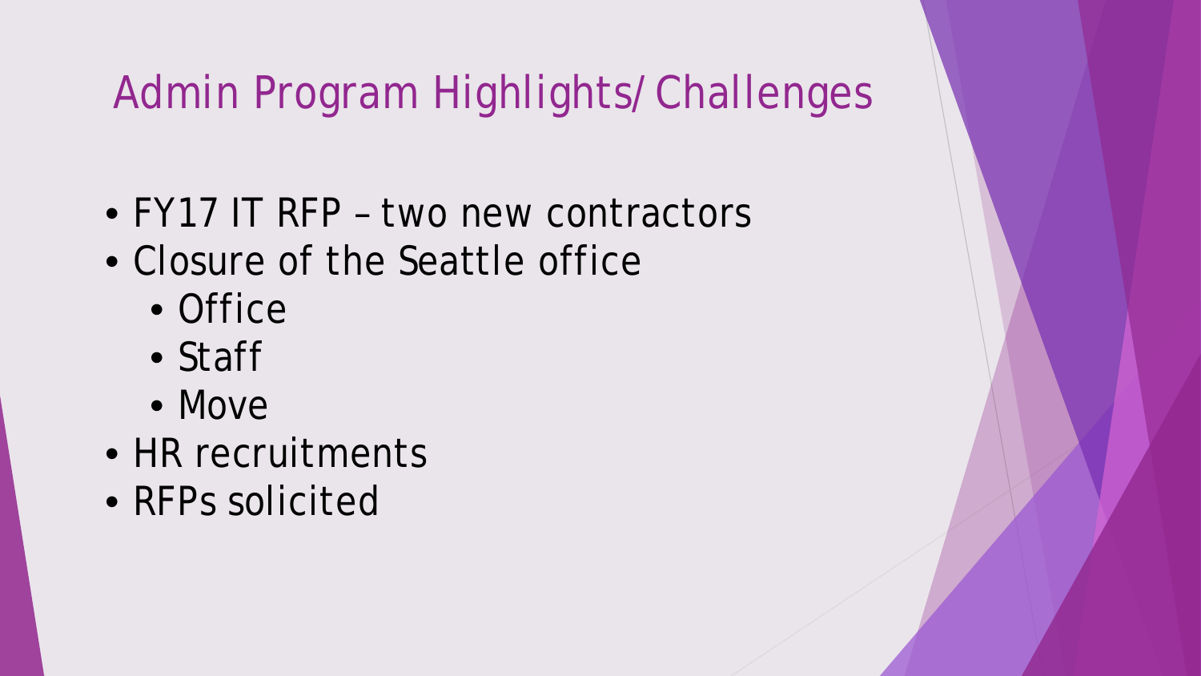# Admin Program Highlights/ Challenges

- FY17 IT RFP – two new contractors
- Closure of the Seattle office
  - Office
  - Staff
  - Move
- HR recruitments
- RFPs solicited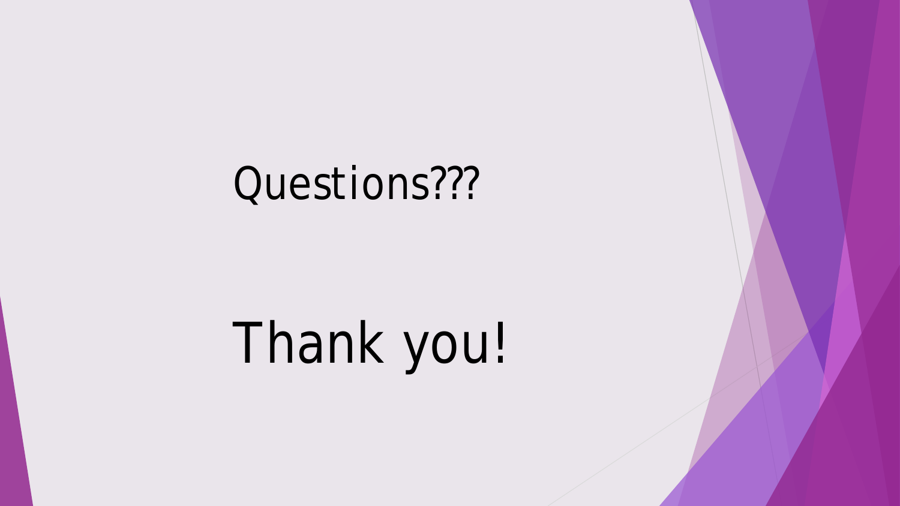Questions???

Thank you!